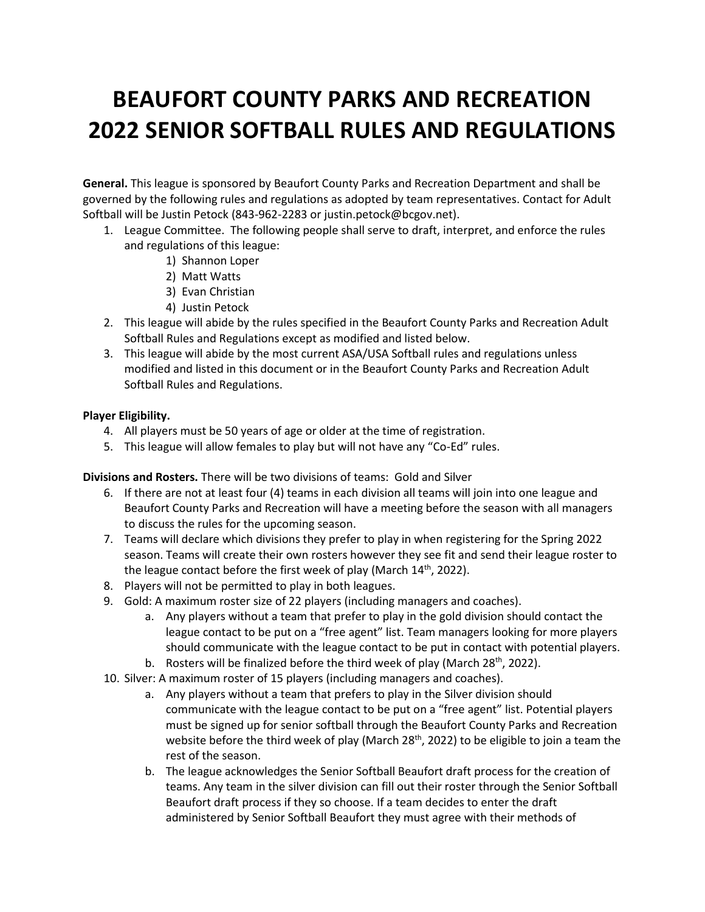# BEAUFORT COUNTY PARKS AND RECREATION 2022 SENIOR SOFTBALL RULES AND REGULATIONS

**General.** This league is sponsored by Beaufort County Parks and Recreation Department and shall be governed by the following rules and regulations as adopted by team representatives. Contact for Adult Softball will be Justin Petock (843-962-2283 or justin.petock@bcgov.net).

1. League Committee. The following people shall serve to draft, interpret, and enforce the rules and regulations of this league:
    1) Shannon Loper
    2) Matt Watts
    3) Evan Christian
    4) Justin Petock
2. This league will abide by the rules specified in the Beaufort County Parks and Recreation Adult Softball Rules and Regulations except as modified and listed below.
3. This league will abide by the most current ASA/USA Softball rules and regulations unless modified and listed in this document or in the Beaufort County Parks and Recreation Adult Softball Rules and Regulations.

**Player Eligibility.**

4. All players must be 50 years of age or older at the time of registration.
5. This league will allow females to play but will not have any "Co-Ed" rules.

**Divisions and Rosters.** There will be two divisions of teams: Gold and Silver

6. If there are not at least four (4) teams in each division all teams will join into one league and Beaufort County Parks and Recreation will have a meeting before the season with all managers to discuss the rules for the upcoming season.
7. Teams will declare which divisions they prefer to play in when registering for the Spring 2022 season. Teams will create their own rosters however they see fit and send their league roster to the league contact before the first week of play (March 14th, 2022).
8. Players will not be permitted to play in both leagues.
9. Gold: A maximum roster size of 22 players (including managers and coaches).
    a. Any players without a team that prefer to play in the gold division should contact the league contact to be put on a "free agent" list. Team managers looking for more players should communicate with the league contact to be put in contact with potential players.
    b. Rosters will be finalized before the third week of play (March 28th, 2022).
10. Silver: A maximum roster of 15 players (including managers and coaches).
    a. Any players without a team that prefers to play in the Silver division should communicate with the league contact to be put on a "free agent" list. Potential players must be signed up for senior softball through the Beaufort County Parks and Recreation website before the third week of play (March 28th, 2022) to be eligible to join a team the rest of the season.
    b. The league acknowledges the Senior Softball Beaufort draft process for the creation of teams. Any team in the silver division can fill out their roster through the Senior Softball Beaufort draft process if they so choose. If a team decides to enter the draft administered by Senior Softball Beaufort they must agree with their methods of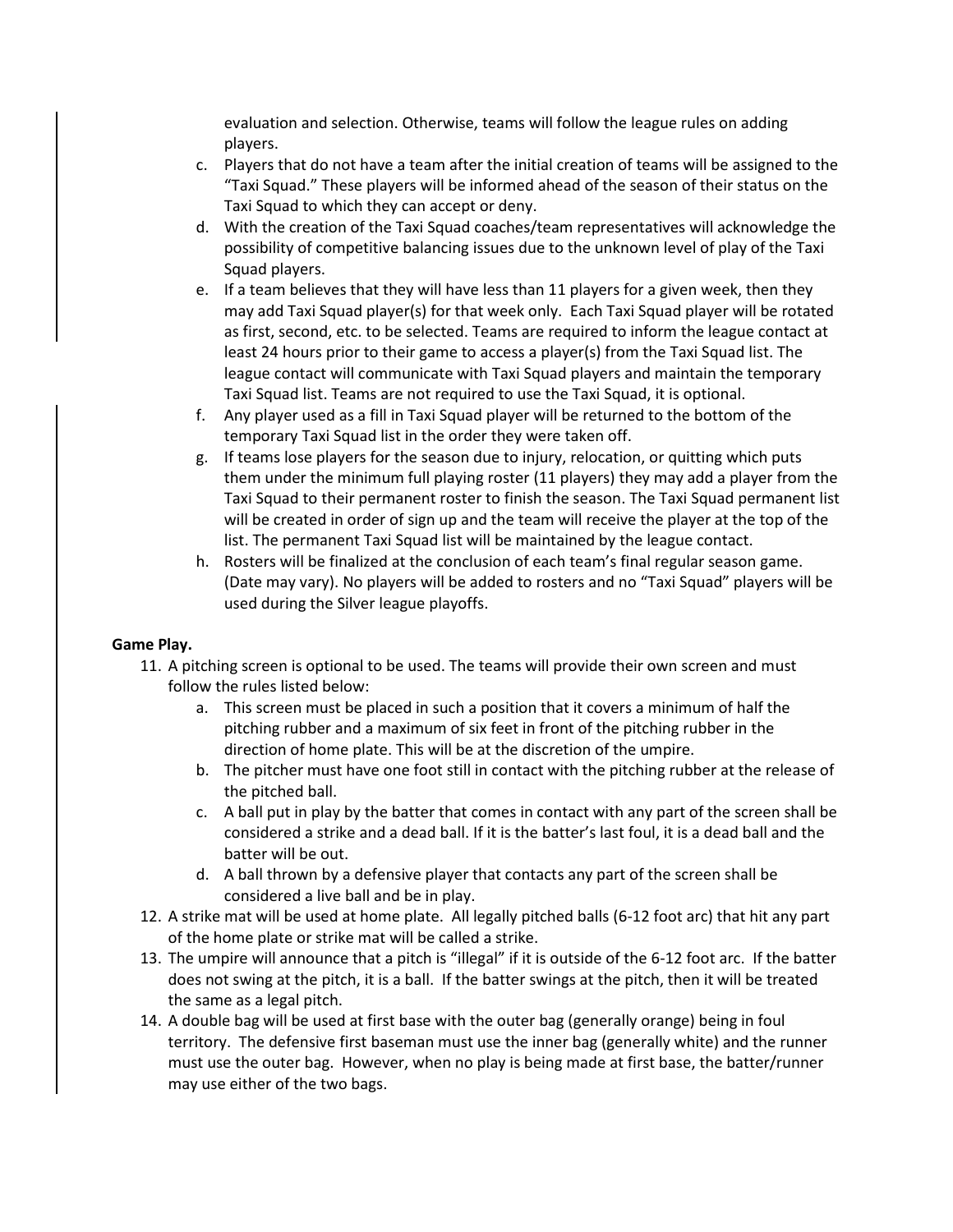evaluation and selection. Otherwise, teams will follow the league rules on adding players.

c. Players that do not have a team after the initial creation of teams will be assigned to the "Taxi Squad." These players will be informed ahead of the season of their status on the Taxi Squad to which they can accept or deny.

d. With the creation of the Taxi Squad coaches/team representatives will acknowledge the possibility of competitive balancing issues due to the unknown level of play of the Taxi Squad players.

e. If a team believes that they will have less than 11 players for a given week, then they may add Taxi Squad player(s) for that week only. Each Taxi Squad player will be rotated as first, second, etc. to be selected. Teams are required to inform the league contact at least 24 hours prior to their game to access a player(s) from the Taxi Squad list. The league contact will communicate with Taxi Squad players and maintain the temporary Taxi Squad list. Teams are not required to use the Taxi Squad, it is optional.

f. Any player used as a fill in Taxi Squad player will be returned to the bottom of the temporary Taxi Squad list in the order they were taken off.

g. If teams lose players for the season due to injury, relocation, or quitting which puts them under the minimum full playing roster (11 players) they may add a player from the Taxi Squad to their permanent roster to finish the season. The Taxi Squad permanent list will be created in order of sign up and the team will receive the player at the top of the list. The permanent Taxi Squad list will be maintained by the league contact.

h. Rosters will be finalized at the conclusion of each team's final regular season game. (Date may vary). No players will be added to rosters and no "Taxi Squad" players will be used during the Silver league playoffs.

**Game Play.**

11. A pitching screen is optional to be used. The teams will provide their own screen and must follow the rules listed below:
    a. This screen must be placed in such a position that it covers a minimum of half the pitching rubber and a maximum of six feet in front of the pitching rubber in the direction of home plate. This will be at the discretion of the umpire.
    b. The pitcher must have one foot still in contact with the pitching rubber at the release of the pitched ball.
    c. A ball put in play by the batter that comes in contact with any part of the screen shall be considered a strike and a dead ball. If it is the batter's last foul, it is a dead ball and the batter will be out.
    d. A ball thrown by a defensive player that contacts any part of the screen shall be considered a live ball and be in play.
12. A strike mat will be used at home plate. All legally pitched balls (6-12 foot arc) that hit any part of the home plate or strike mat will be called a strike.
13. The umpire will announce that a pitch is "illegal" if it is outside of the 6-12 foot arc. If the batter does not swing at the pitch, it is a ball. If the batter swings at the pitch, then it will be treated the same as a legal pitch.
14. A double bag will be used at first base with the outer bag (generally orange) being in foul territory. The defensive first baseman must use the inner bag (generally white) and the runner must use the outer bag. However, when no play is being made at first base, the batter/runner may use either of the two bags.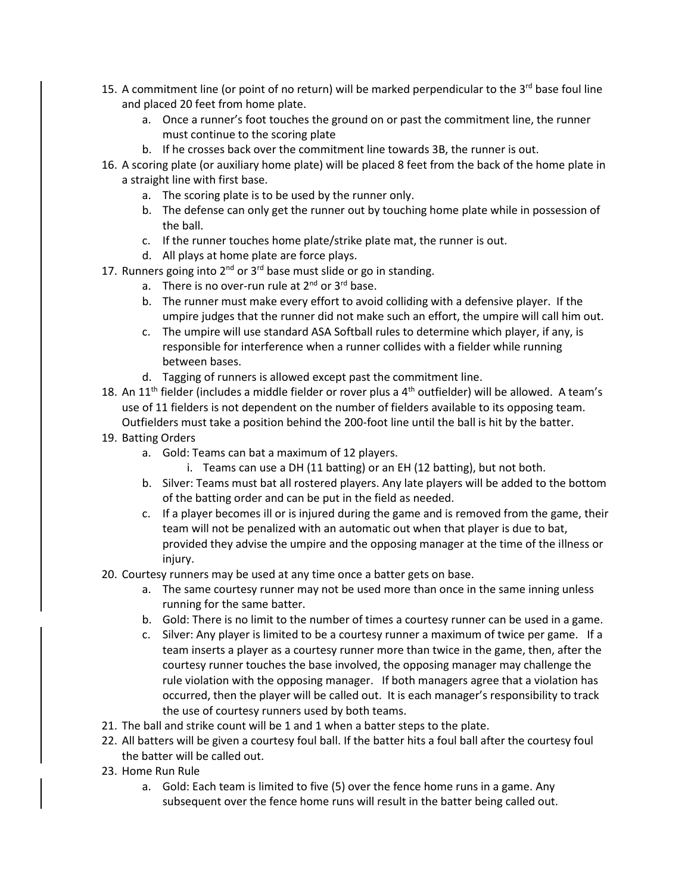15. A commitment line (or point of no return) will be marked perpendicular to the 3rd base foul line and placed 20 feet from home plate.
    a. Once a runner's foot touches the ground on or past the commitment line, the runner must continue to the scoring plate
    b. If he crosses back over the commitment line towards 3B, the runner is out.
16. A scoring plate (or auxiliary home plate) will be placed 8 feet from the back of the home plate in a straight line with first base.
    a. The scoring plate is to be used by the runner only.
    b. The defense can only get the runner out by touching home plate while in possession of the ball.
    c. If the runner touches home plate/strike plate mat, the runner is out.
    d. All plays at home plate are force plays.
17. Runners going into 2nd or 3rd base must slide or go in standing.
    a. There is no over-run rule at 2nd or 3rd base.
    b. The runner must make every effort to avoid colliding with a defensive player. If the umpire judges that the runner did not make such an effort, the umpire will call him out.
    c. The umpire will use standard ASA Softball rules to determine which player, if any, is responsible for interference when a runner collides with a fielder while running between bases.
    d. Tagging of runners is allowed except past the commitment line.
18. An 11th fielder (includes a middle fielder or rover plus a 4th outfielder) will be allowed. A team's use of 11 fielders is not dependent on the number of fielders available to its opposing team. Outfielders must take a position behind the 200-foot line until the ball is hit by the batter.
19. Batting Orders
    a. Gold: Teams can bat a maximum of 12 players.
        i. Teams can use a DH (11 batting) or an EH (12 batting), but not both.
    b. Silver: Teams must bat all rostered players. Any late players will be added to the bottom of the batting order and can be put in the field as needed.
    c. If a player becomes ill or is injured during the game and is removed from the game, their team will not be penalized with an automatic out when that player is due to bat, provided they advise the umpire and the opposing manager at the time of the illness or injury.
20. Courtesy runners may be used at any time once a batter gets on base.
    a. The same courtesy runner may not be used more than once in the same inning unless running for the same batter.
    b. Gold: There is no limit to the number of times a courtesy runner can be used in a game.
    c. Silver: Any player is limited to be a courtesy runner a maximum of twice per game. If a team inserts a player as a courtesy runner more than twice in the game, then, after the courtesy runner touches the base involved, the opposing manager may challenge the rule violation with the opposing manager. If both managers agree that a violation has occurred, then the player will be called out. It is each manager's responsibility to track the use of courtesy runners used by both teams.
21. The ball and strike count will be 1 and 1 when a batter steps to the plate.
22. All batters will be given a courtesy foul ball. If the batter hits a foul ball after the courtesy foul the batter will be called out.
23. Home Run Rule
    a. Gold: Each team is limited to five (5) over the fence home runs in a game. Any subsequent over the fence home runs will result in the batter being called out.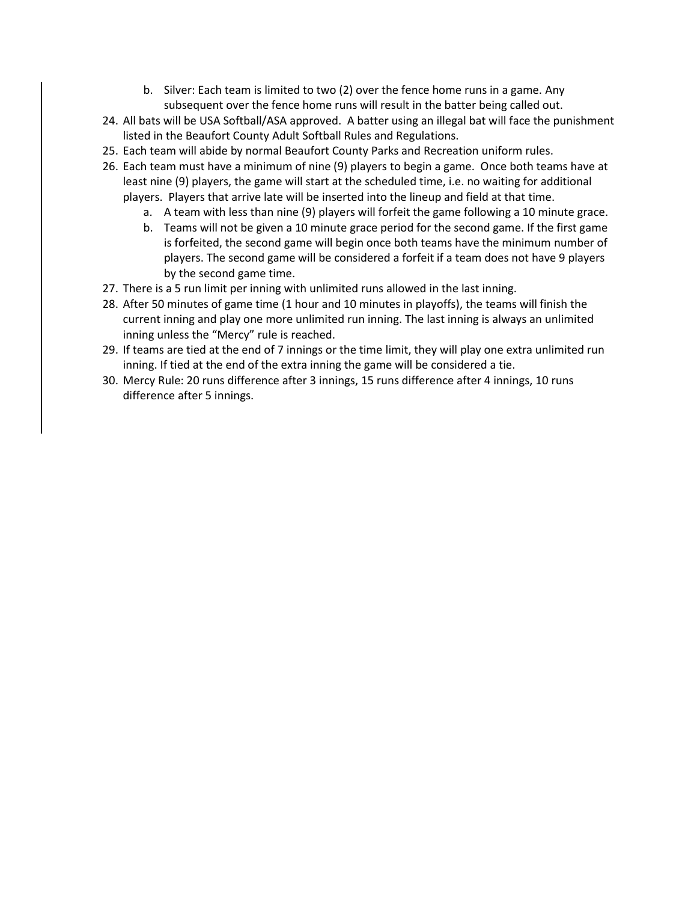b. Silver: Each team is limited to two (2) over the fence home runs in a game. Any subsequent over the fence home runs will result in the batter being called out.

24. All bats will be USA Softball/ASA approved. A batter using an illegal bat will face the punishment listed in the Beaufort County Adult Softball Rules and Regulations.
25. Each team will abide by normal Beaufort County Parks and Recreation uniform rules.
26. Each team must have a minimum of nine (9) players to begin a game. Once both teams have at least nine (9) players, the game will start at the scheduled time, i.e. no waiting for additional players. Players that arrive late will be inserted into the lineup and field at that time.
    a. A team with less than nine (9) players will forfeit the game following a 10 minute grace.
    b. Teams will not be given a 10 minute grace period for the second game. If the first game is forfeited, the second game will begin once both teams have the minimum number of players. The second game will be considered a forfeit if a team does not have 9 players by the second game time.
27. There is a 5 run limit per inning with unlimited runs allowed in the last inning.
28. After 50 minutes of game time (1 hour and 10 minutes in playoffs), the teams will finish the current inning and play one more unlimited run inning. The last inning is always an unlimited inning unless the “Mercy” rule is reached.
29. If teams are tied at the end of 7 innings or the time limit, they will play one extra unlimited run inning. If tied at the end of the extra inning the game will be considered a tie.
30. Mercy Rule: 20 runs difference after 3 innings, 15 runs difference after 4 innings, 10 runs difference after 5 innings.